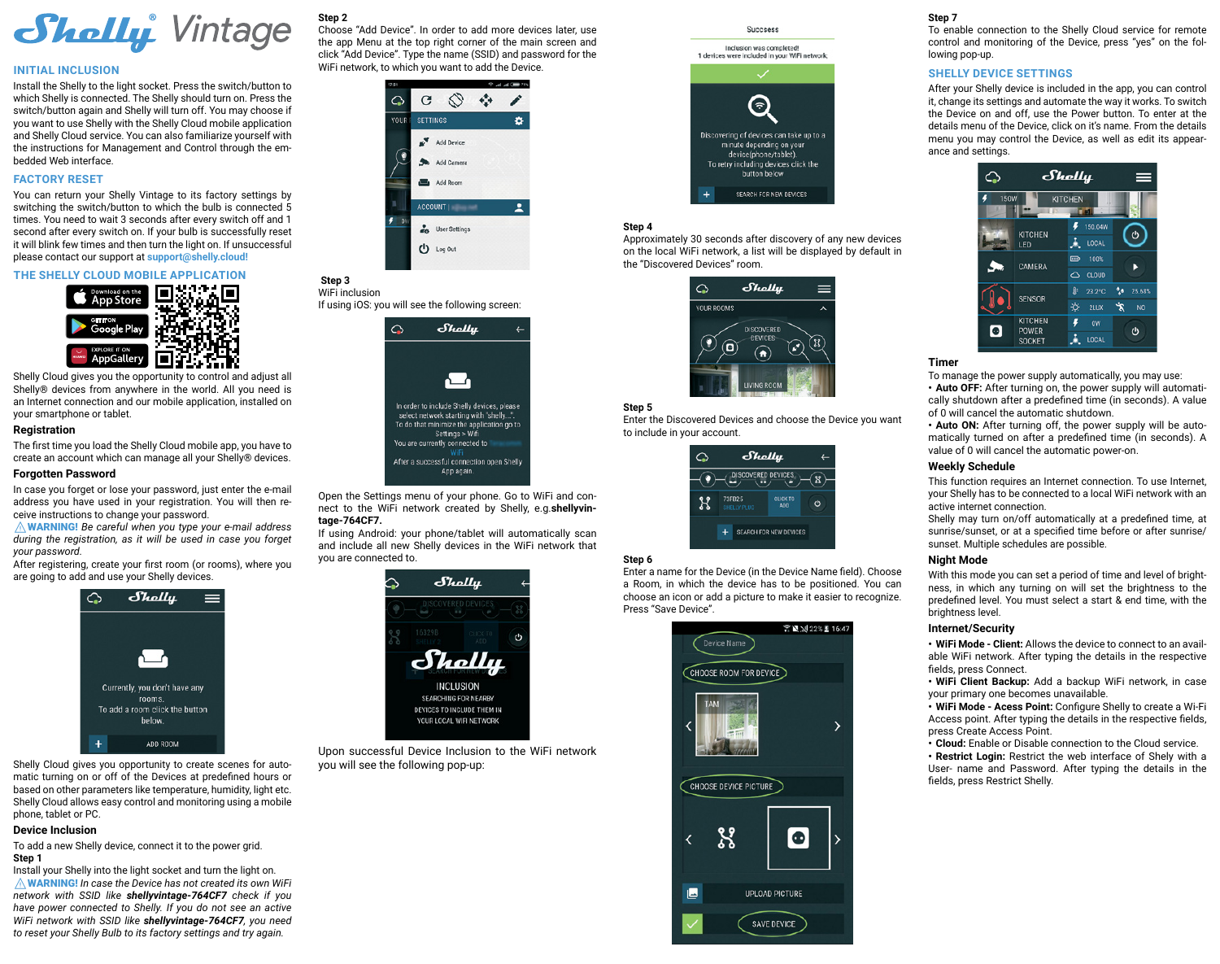# Shelly® Vintage

## INITIAL INCLUSION

Install the Shelly to the light socket. Press the switch/button to which Shelly is connected. The Shelly should turn on. Press the switch/button again and Shelly will turn off. You may choose if you want to use Shelly with the Shelly Cloud mobile application and Shelly Cloud service. You can also familiarize yourself with the instructions for Management and Control through the embedded Web interface.

## FACTORY RESET

You can return your Shelly Vintage to its factory settings by switching the switch/button to which the bulb is connected 5 times. You need to wait 3 seconds after every switch off and 1 second after every switch on. If your bulb is successfully reset it will blink few times and then turn the light on. If unsuccessful please contact our support at support@shelly.cloud!

## THE SHELLY CLOUD MOBILE APPLICATION

Shelly Cloud gives you the opportunity to control and adjust all Shelly® devices from anywhere in the world. All you need is an Internet connection and our mobile application, installed on your smartphone or tablet.

### Registration

The first time you load the Shelly Cloud mobile app, you have to create an account which can manage all your Shelly® devices.

### Forgotten Password

In case you forget or lose your password, just enter the e-mail address you have used in your registration. You will then receive instructions to change your password.

⚠**WARNING!** *Be careful when you type your e-mail address during the registration, as it will be used in case you forget your password.*

After registering, create your first room (or rooms), where you are going to add and use your Shelly devices.

Shelly Cloud gives you opportunity to create scenes for automatic turning on or off of the Devices at predefined hours or based on other parameters like temperature, humidity, light etc. Shelly Cloud allows easy control and monitoring using a mobile phone, tablet or PC.

### Device Inclusion

To add a new Shelly device, connect it to the power grid.

**Step 1**

Install your Shelly into the light socket and turn the light on.

⚠**WARNING!** *In case the Device has not created its own WiFi network with SSID like* ***shellyvintage-764CF7*** *check if you have power connected to Shelly. If you do not see an active WiFi network with SSID like* ***shellyvintage-764CF7****, you need to reset your Shelly Bulb to its factory settings and try again.*

**Step 2**

Choose "Add Device". In order to add more devices later, use the app Menu at the top right corner of the main screen and click "Add Device". Type the name (SSID) and password for the WiFi network, to which you want to add the Device.

**Step 3**

WiFi inclusion

If using iOS: you will see the following screen:

Open the Settings menu of your phone. Go to WiFi and connect to the WiFi network created by Shelly, e.g.**shellyvintage-764CF7.**

If using Android: your phone/tablet will automatically scan and include all new Shelly devices in the WiFi network that you are connected to.

Upon successful Device Inclusion to the WiFi network you will see the following pop-up:

**Step 4**

Approximately 30 seconds after discovery of any new devices on the local WiFi network, a list will be displayed by default in the "Discovered Devices" room.

**Step 5**

Enter the Discovered Devices and choose the Device you want to include in your account.

**Step 6**

Enter a name for the Device (in the Device Name field). Choose a Room, in which the device has to be positioned. You can choose an icon or add a picture to make it easier to recognize. Press "Save Device".

**Step 7**

To enable connection to the Shelly Cloud service for remote control and monitoring of the Device, press "yes" on the following pop-up.

## SHELLY DEVICE SETTINGS

After your Shelly device is included in the app, you can control it, change its settings and automate the way it works. To switch the Device on and off, use the Power button. To enter at the details menu of the Device, click on it's name. From the details menu you may control the Device, as well as edit its appearance and settings.

### Timer

To manage the power supply automatically, you may use:

- **Auto OFF:** After turning on, the power supply will automatically shutdown after a predefined time (in seconds). A value of 0 will cancel the automatic shutdown.
- **Auto ON:** After turning off, the power supply will be automatically turned on after a predefined time (in seconds). A value of 0 will cancel the automatic power-on.

### Weekly Schedule

This function requires an Internet connection. To use Internet, your Shelly has to be connected to a local WiFi network with an active internet connection.

Shelly may turn on/off automatically at a predefined time, at sunrise/sunset, or at a specified time before or after sunrise/sunset. Multiple schedules are possible.

### Night Mode

With this mode you can set a period of time and level of brightness, in which any turning on will set the brightness to the predefined level. You must select a start & end time, with the brightness level.

### Internet/Security

- **WiFi Mode - Client:** Allows the device to connect to an available WiFi network. After typing the details in the respective fields, press Connect.
- **WiFi Client Backup:** Add a backup WiFi network, in case your primary one becomes unavailable.
- **WiFi Mode - Acess Point:** Configure Shelly to create a Wi-Fi Access point. After typing the details in the respective fields, press Create Access Point.
- **Cloud:** Enable or Disable connection to the Cloud service.
- **Restrict Login:** Restrict the web interface of Shely with a User- name and Password. After typing the details in the fields, press Restrict Shelly.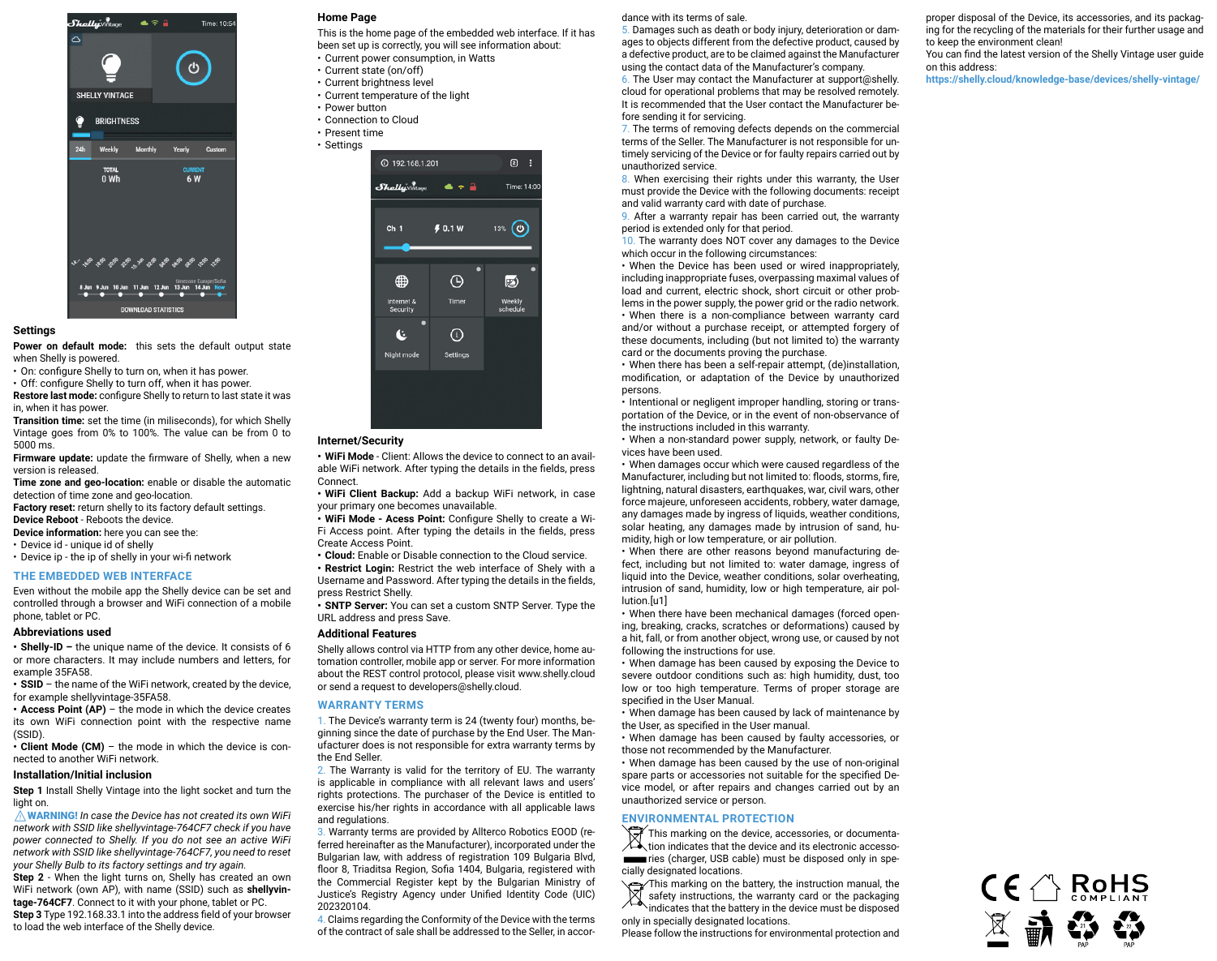## Settings

**Power on default mode:** this sets the default output state when Shelly is powered.

- On: configure Shelly to turn on, when it has power.
- Off: configure Shelly to turn off, when it has power.

**Restore last mode:** configure Shelly to return to last state it was in, when it has power.

**Transition time:** set the time (in miliseconds), for which Shelly Vintage goes from 0% to 100%. The value can be from 0 to 5000 ms.

**Firmware update:** update the firmware of Shelly, when a new version is released.

**Time zone and geo-location:** enable or disable the automatic detection of time zone and geo-location.

**Factory reset:** return shelly to its factory default settings.

**Device Reboot** - Reboots the device.

**Device information:** here you can see the:

- Device id - unique id of shelly
- Device ip - the ip of shelly in your wi-fi network

## THE EMBEDDED WEB INTERFACE

Even without the mobile app the Shelly device can be set and controlled through a browser and WiFi connection of a mobile phone, tablet or PC.

### Abbreviations used

- **Shelly-ID –** the unique name of the device. It consists of 6 or more characters. It may include numbers and letters, for example 35FA58.
- **SSID** – the name of the WiFi network, created by the device, for example shellyvintage-35FA58.
- **Access Point (AP)** – the mode in which the device creates its own WiFi connection point with the respective name (SSID).
- **Client Mode (CM)** – the mode in which the device is connected to another WiFi network.

### Installation/Initial inclusion

**Step 1** Install Shelly Vintage into the light socket and turn the light on.

⚠ **WARNING!** *In case the Device has not created its own WiFi network with SSID like shellyvintage-764CF7 check if you have power connected to Shelly. If you do not see an active WiFi network with SSID like shellyvintage-764CF7, you need to reset your Shelly Bulb to its factory settings and try again.*

**Step 2** - When the light turns on, Shelly has created an own WiFi network (own AP), with name (SSID) such as **shellyvintage-764CF7**. Connect to it with your phone, tablet or PC.

**Step 3** Type 192.168.33.1 into the address field of your browser to load the web interface of the Shelly device.

### Home Page

This is the home page of the embedded web interface. If it has been set up is correctly, you will see information about:

- Current power consumption, in Watts
- Current state (on/off)
- Current brightness level
- Current temperature of the light
- Power button
- Connection to Cloud
- Present time
- Settings

### Internet/Security

- **WiFi Mode** - Client: Allows the device to connect to an available WiFi network. After typing the details in the fields, press Connect.
- **WiFi Client Backup:** Add a backup WiFi network, in case your primary one becomes unavailable.
- **WiFi Mode - Access Point:** Configure Shelly to create a Wi-Fi Access point. After typing the details in the fields, press Create Access Point.
- **Cloud:** Enable or Disable connection to the Cloud service.
- **Restrict Login:** Restrict the web interface of Shely with a Username and Password. After typing the details in the fields, press Restrict Shelly.
- **SNTP Server:** You can set a custom SNTP Server. Type the URL address and press Save.

### Additional Features

Shelly allows control via HTTP from any other device, home automation controller, mobile app or server. For more information about the REST control protocol, please visit www.shelly.cloud or send a request to developers@shelly.cloud.

## WARRANTY TERMS

1. The Device's warranty term is 24 (twenty four) months, beginning since the date of purchase by the End User. The Manufacturer is not responsible for extra warranty terms by the End Seller.
2. The Warranty is valid for the territory of EU. The warranty is applicable in compliance with all relevant laws and users' rights protections. The purchaser of the Device is entitled to exercise his/her rights in accordance with all applicable laws and regulations.
3. Warranty terms are provided by Allterco Robotics EOOD (referred hereinafter as the Manufacturer), incorporated under the Bulgarian law, with address of registration 109 Bulgaria Blvd, floor 8, Triaditsa Region, Sofia 1404, Bulgaria, registered with the Commercial Register kept by the Bulgarian Ministry of Justice's Registry Agency under Unified Identity Code (UIC) 202320104.
4. Claims regarding the Conformity of the Device with the terms of the contract of sale shall be addressed to the Seller, in accordance with its terms of sale.
5. Damages such as death or body injury, deterioration or damages to objects different from the defective product, caused by a defective product, are to be claimed against the Manufacturer using the contact data of the Manufacturer's company.
6. The User may contact the Manufacturer at support@shelly.cloud for operational problems that may be resolved remotely. It is recommended that the User contact the Manufacturer before sending it for servicing.
7. The terms of removing defects depends on the commercial terms of the Seller. The Manufacturer is not responsible for untimely servicing of the Device or for faulty repairs carried out by unauthorized service.
8. When exercising their rights under this warranty, the User must provide the Device with the following documents: receipt and valid warranty card with date of purchase.
9. After a warranty repair has been carried out, the warranty period is extended only for that period.
10. The warranty does NOT cover any damages to the Device which occur in the following circumstances:

- When the Device has been used or wired inappropriately, including inappropriate fuses, overpassing maximal values of load and current, electric shock, short circuit or other problems in the power supply, the power grid or the radio network.
- When there is a non-compliance between warranty card and/or without a purchase receipt, or attempted forgery of these documents, including (but not limited to) the warranty card or the documents proving the purchase.
- When there has been a self-repair attempt, (de)installation, modification, or adaptation of the Device by unauthorized persons.
- Intentional or negligent improper handling, storing or transportation of the Device, or in the event of non-observance of the instructions included in this warranty.
- When a non-standard power supply, network, or faulty Devices have been used.
- When damages occur which were caused regardless of the Manufacturer, including but not limited to: floods, storms, fire, lightning, natural disasters, earthquakes, war, civil wars, other force majeure, unforeseen accidents, robbery, water damage, any damages made by ingress of liquids, weather conditions, solar heating, any damages made by intrusion of sand, humidity, high or low temperature, or air pollution.
- When there are other reasons beyond manufacturing defect, including but not limited to: water damage, ingress of liquid into the Device, weather conditions, solar overheating, intrusion of sand, humidity, low or high temperature, air pollution.[u1]
- When there have been mechanical damages (forced opening, breaking, cracks, scratches or deformations) caused by a hit, fall, or from another object, wrong use, or caused by not following the instructions for use.
- When damage has been caused by exposing the Device to severe outdoor conditions such as: high humidity, dust, too low or too high temperature. Terms of proper storage are specified in the User Manual.
- When damage has been caused by lack of maintenance by the User, as specified in the User manual.
- When damage has been caused by faulty accessories, or those not recommended by the Manufacturer.
- When damage has been caused by the use of non-original spare parts or accessories not suitable for the specified Device model, or after repairs and changes carried out by an unauthorized service or person.

## ENVIRONMENTAL PROTECTION

This marking on the device, accessories, or documentation indicates that the device and its electronic accessories (charger, USB cable) must be disposed only in specially designated locations.

This marking on the battery, the instruction manual, the safety instructions, the warranty card or the packaging indicates that the battery in the device must be disposed only in specially designated locations.

Please follow the instructions for environmental protection and proper disposal of the Device, its accessories, and its packaging for the recycling of the materials for their further usage and to keep the environment clean!

You can find the latest version of the Shelly Vintage user guide on this address:
https://shelly.cloud/knowledge-base/devices/shelly-vintage/